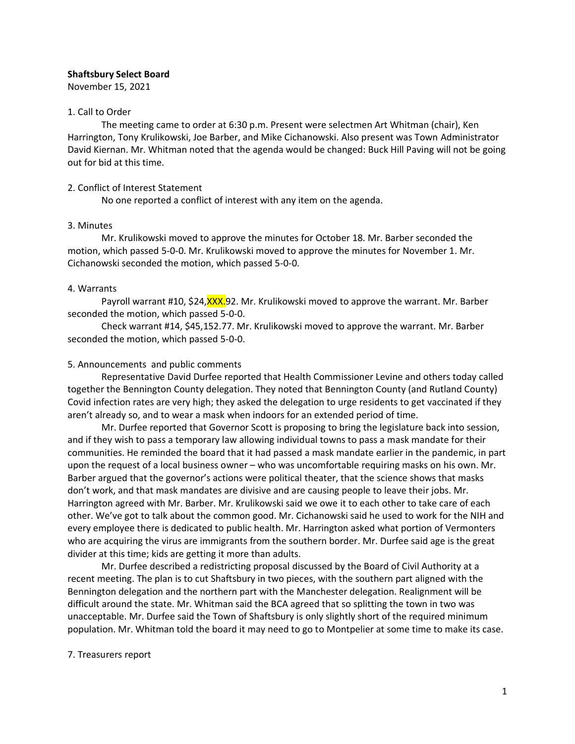**Shaftsbury Select Board**

November 15, 2021

1. Call to Order

The meeting came to order at 6:30 p.m. Present were selectmen Art Whitman (chair), Ken Harrington, Tony Krulikowski, Joe Barber, and Mike Cichanowski. Also present was Town Administrator David Kiernan. Mr. Whitman noted that the agenda would be changed: Buck Hill Paving will not be going out for bid at this time.

2. Conflict of Interest Statement

No one reported a conflict of interest with any item on the agenda.

3. Minutes

Mr. Krulikowski moved to approve the minutes for October 18. Mr. Barber seconded the motion, which passed 5-0-0. Mr. Krulikowski moved to approve the minutes for November 1. Mr. Cichanowski seconded the motion, which passed 5-0-0.

4. Warrants

Payroll warrant #10, $24,XXX.92. Mr. Krulikowski moved to approve the warrant. Mr. Barber seconded the motion, which passed 5-0-0.

Check warrant #14, $45,152.77. Mr. Krulikowski moved to approve the warrant. Mr. Barber seconded the motion, which passed 5-0-0.

5. Announcements and public comments

Representative David Durfee reported that Health Commissioner Levine and others today called together the Bennington County delegation. They noted that Bennington County (and Rutland County) Covid infection rates are very high; they asked the delegation to urge residents to get vaccinated if they aren't already so, and to wear a mask when indoors for an extended period of time.

Mr. Durfee reported that Governor Scott is proposing to bring the legislature back into session, and if they wish to pass a temporary law allowing individual towns to pass a mask mandate for their communities. He reminded the board that it had passed a mask mandate earlier in the pandemic, in part upon the request of a local business owner – who was uncomfortable requiring masks on his own. Mr. Barber argued that the governor's actions were political theater, that the science shows that masks don't work, and that mask mandates are divisive and are causing people to leave their jobs. Mr. Harrington agreed with Mr. Barber. Mr. Krulikowski said we owe it to each other to take care of each other. We've got to talk about the common good. Mr. Cichanowski said he used to work for the NIH and every employee there is dedicated to public health. Mr. Harrington asked what portion of Vermonters who are acquiring the virus are immigrants from the southern border. Mr. Durfee said age is the great divider at this time; kids are getting it more than adults.

Mr. Durfee described a redistricting proposal discussed by the Board of Civil Authority at a recent meeting. The plan is to cut Shaftsbury in two pieces, with the southern part aligned with the Bennington delegation and the northern part with the Manchester delegation. Realignment will be difficult around the state. Mr. Whitman said the BCA agreed that so splitting the town in two was unacceptable. Mr. Durfee said the Town of Shaftsbury is only slightly short of the required minimum population. Mr. Whitman told the board it may need to go to Montpelier at some time to make its case.

7. Treasurers report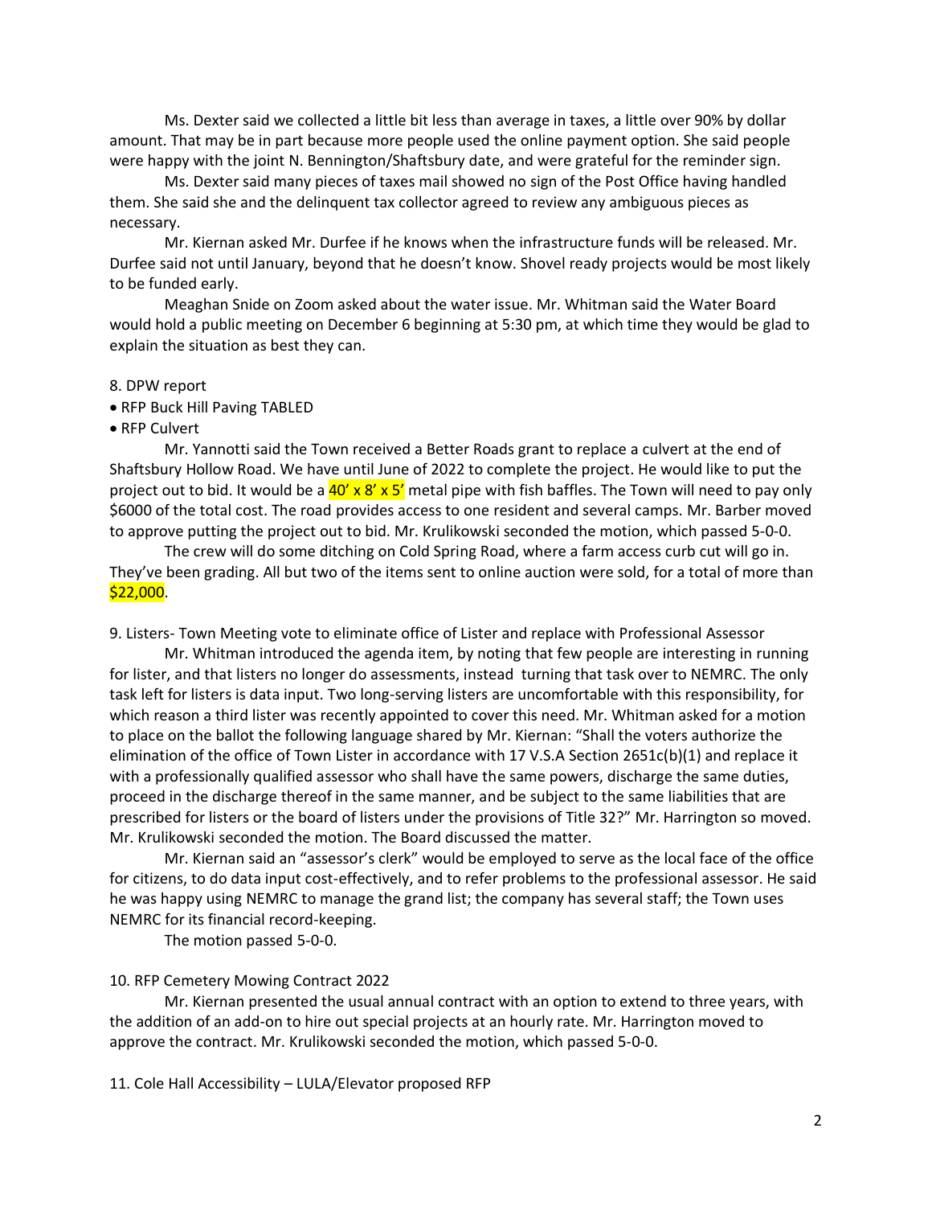Ms. Dexter said we collected a little bit less than average in taxes, a little over 90% by dollar amount. That may be in part because more people used the online payment option. She said people were happy with the joint N. Bennington/Shaftsbury date, and were grateful for the reminder sign.

Ms. Dexter said many pieces of taxes mail showed no sign of the Post Office having handled them. She said she and the delinquent tax collector agreed to review any ambiguous pieces as necessary.

Mr. Kiernan asked Mr. Durfee if he knows when the infrastructure funds will be released. Mr. Durfee said not until January, beyond that he doesn't know. Shovel ready projects would be most likely to be funded early.

Meaghan Snide on Zoom asked about the water issue. Mr. Whitman said the Water Board would hold a public meeting on December 6 beginning at 5:30 pm, at which time they would be glad to explain the situation as best they can.

8. DPW report

- RFP Buck Hill Paving TABLED
- RFP Culvert

Mr. Yannotti said the Town received a Better Roads grant to replace a culvert at the end of Shaftsbury Hollow Road. We have until June of 2022 to complete the project. He would like to put the project out to bid. It would be a 40' x 8' x 5' metal pipe with fish baffles. The Town will need to pay only $6000 of the total cost. The road provides access to one resident and several camps. Mr. Barber moved to approve putting the project out to bid. Mr. Krulikowski seconded the motion, which passed 5-0-0.

The crew will do some ditching on Cold Spring Road, where a farm access curb cut will go in. They've been grading. All but two of the items sent to online auction were sold, for a total of more than $22,000.

9. Listers- Town Meeting vote to eliminate office of Lister and replace with Professional Assessor

Mr. Whitman introduced the agenda item, by noting that few people are interesting in running for lister, and that listers no longer do assessments, instead turning that task over to NEMRC. The only task left for listers is data input. Two long-serving listers are uncomfortable with this responsibility, for which reason a third lister was recently appointed to cover this need. Mr. Whitman asked for a motion to place on the ballot the following language shared by Mr. Kiernan: "Shall the voters authorize the elimination of the office of Town Lister in accordance with 17 V.S.A Section 2651c(b)(1) and replace it with a professionally qualified assessor who shall have the same powers, discharge the same duties, proceed in the discharge thereof in the same manner, and be subject to the same liabilities that are prescribed for listers or the board of listers under the provisions of Title 32?" Mr. Harrington so moved. Mr. Krulikowski seconded the motion. The Board discussed the matter.

Mr. Kiernan said an "assessor's clerk" would be employed to serve as the local face of the office for citizens, to do data input cost-effectively, and to refer problems to the professional assessor. He said he was happy using NEMRC to manage the grand list; the company has several staff; the Town uses NEMRC for its financial record-keeping.

The motion passed 5-0-0.

10. RFP Cemetery Mowing Contract 2022

Mr. Kiernan presented the usual annual contract with an option to extend to three years, with the addition of an add-on to hire out special projects at an hourly rate. Mr. Harrington moved to approve the contract. Mr. Krulikowski seconded the motion, which passed 5-0-0.

11. Cole Hall Accessibility – LULA/Elevator proposed RFP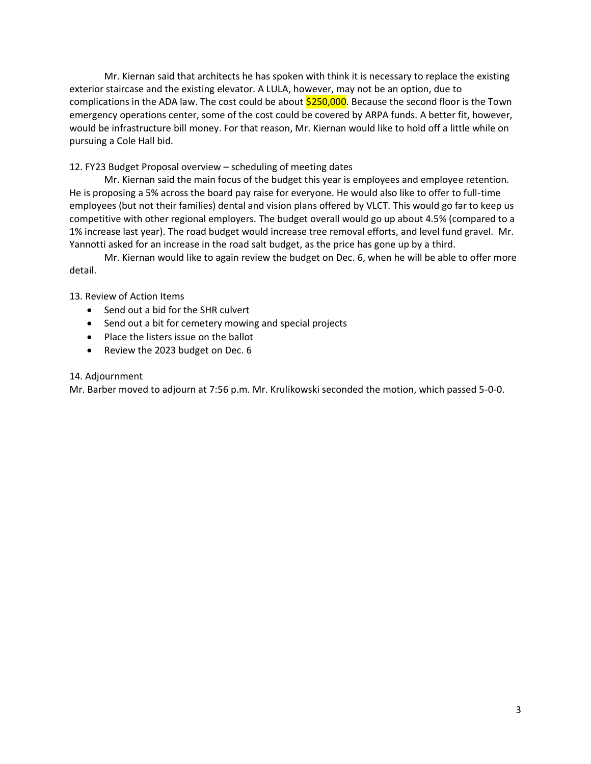Mr. Kiernan said that architects he has spoken with think it is necessary to replace the existing exterior staircase and the existing elevator. A LULA, however, may not be an option, due to complications in the ADA law. The cost could be about $250,000. Because the second floor is the Town emergency operations center, some of the cost could be covered by ARPA funds. A better fit, however, would be infrastructure bill money. For that reason, Mr. Kiernan would like to hold off a little while on pursuing a Cole Hall bid.

12. FY23 Budget Proposal overview – scheduling of meeting dates

Mr. Kiernan said the main focus of the budget this year is employees and employee retention. He is proposing a 5% across the board pay raise for everyone. He would also like to offer to full-time employees (but not their families) dental and vision plans offered by VLCT. This would go far to keep us competitive with other regional employers. The budget overall would go up about 4.5% (compared to a 1% increase last year). The road budget would increase tree removal efforts, and level fund gravel. Mr. Yannotti asked for an increase in the road salt budget, as the price has gone up by a third.

Mr. Kiernan would like to again review the budget on Dec. 6, when he will be able to offer more detail.

13. Review of Action Items

- Send out a bid for the SHR culvert
- Send out a bit for cemetery mowing and special projects
- Place the listers issue on the ballot
- Review the 2023 budget on Dec. 6

14. Adjournment

Mr. Barber moved to adjourn at 7:56 p.m. Mr. Krulikowski seconded the motion, which passed 5-0-0.